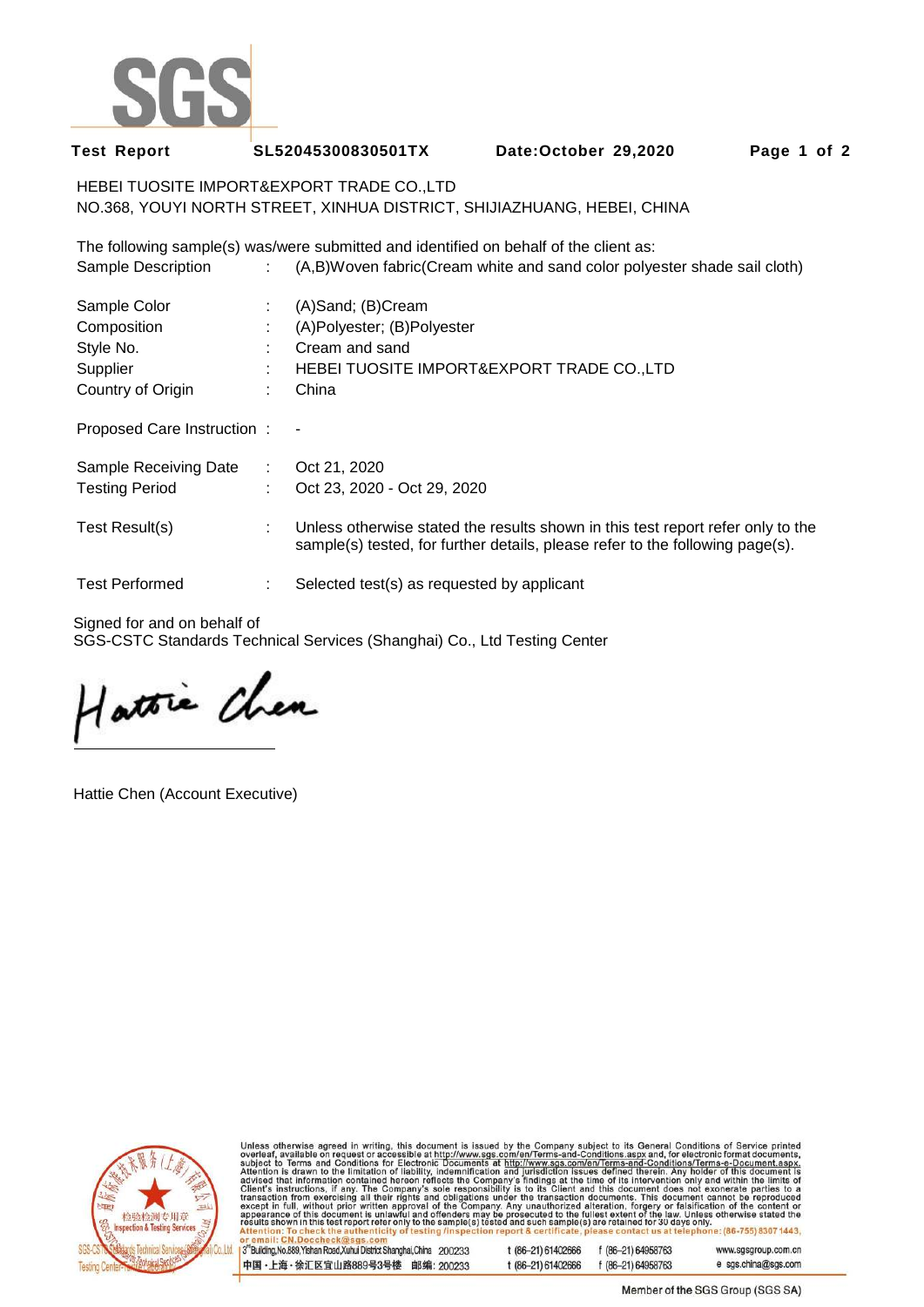**Test Report** **SL52045300830501TX** **Date:October 29,2020**

HEBEI TUOSITE IMPORT&EXPORT TRADE CO.,LTD
NO.368, YOUYI NORTH STREET, XINHUA DISTRICT, SHIJIAZHUANG, HEBEI, CHINA

The following sample(s) was/were submitted and identified on behalf of the client as:

| | | |
|---|---|---|
| Sample Description | : | (A,B)Woven fabric(Cream white and sand color polyester shade sail cloth) |
| Sample Color | : | (A)Sand; (B)Cream |
| Composition | : | (A)Polyester; (B)Polyester |
| Style No. | : | Cream and sand |
| Supplier | : | HEBEI TUOSITE IMPORT&EXPORT TRADE CO.,LTD |
| Country of Origin | : | China |
| Proposed Care Instruction | : | - |
| Sample Receiving Date | : | Oct 21, 2020 |
| Testing Period | : | Oct 23, 2020 - Oct 29, 2020 |
| Test Result(s) | : | Unless otherwise stated the results shown in this test report refer only to the sample(s) tested, for further details, please refer to the following page(s). |
| Test Performed | : | Selected test(s) as requested by applicant |

Signed for and on behalf of
SGS-CSTC Standards Technical Services (Shanghai) Co., Ltd Testing Center

Hattie Chen (Account Executive)

Unless otherwise agreed in writing, this document is issued by the Company subject to its General Conditions of Service printed overleaf, available on request or accessible at http://www.sgs.com/en/Terms-and-Conditions.aspx and, for electronic format documents, subject to Terms and Conditions for Electronic Documents at http://www.sgs.com/en/Terms-and-Conditions/Terms-e-Document.aspx. Attention is drawn to the limitation of liability, indemnification and jurisdiction issues defined therein. Any holder of this document is advised that information contained hereon reflects the Company's findings at the time of its intervention only and within the limits of Client's instructions, if any. The Company's sole responsibility is to its Client and this document does not exonerate parties to a transaction from exercising all their rights and obligations under the transaction documents. This document cannot be reproduced except in full, without prior written approval of the Company. Any unauthorized alteration, forgery or falsification of the content or appearance of this document is unlawful and offenders may be prosecuted to the fullest extent of the law. Unless otherwise stated the results shown in this test report refer only to the sample(s) tested and such sample(s) are retained for 30 days only.
Attention: To check the authenticity of testing /inspection report & certificate, please contact us at telephone: (86-755) 8307 1443, or email: CN.Doccheck@sgs.com

3rd Building, No.889 Yishan Road, Xuhui District Shanghai, China 200233 t (86-21) 61402666 f (86-21) 64958763 www.sgsgroup.com.cn
中国・上海・徐汇区宜山路889号3号楼 邮编: 200233 t (86-21) 61402666 f (86-21) 64958763 e sgs.china@sgs.com

Member of the SGS Group (SGS SA)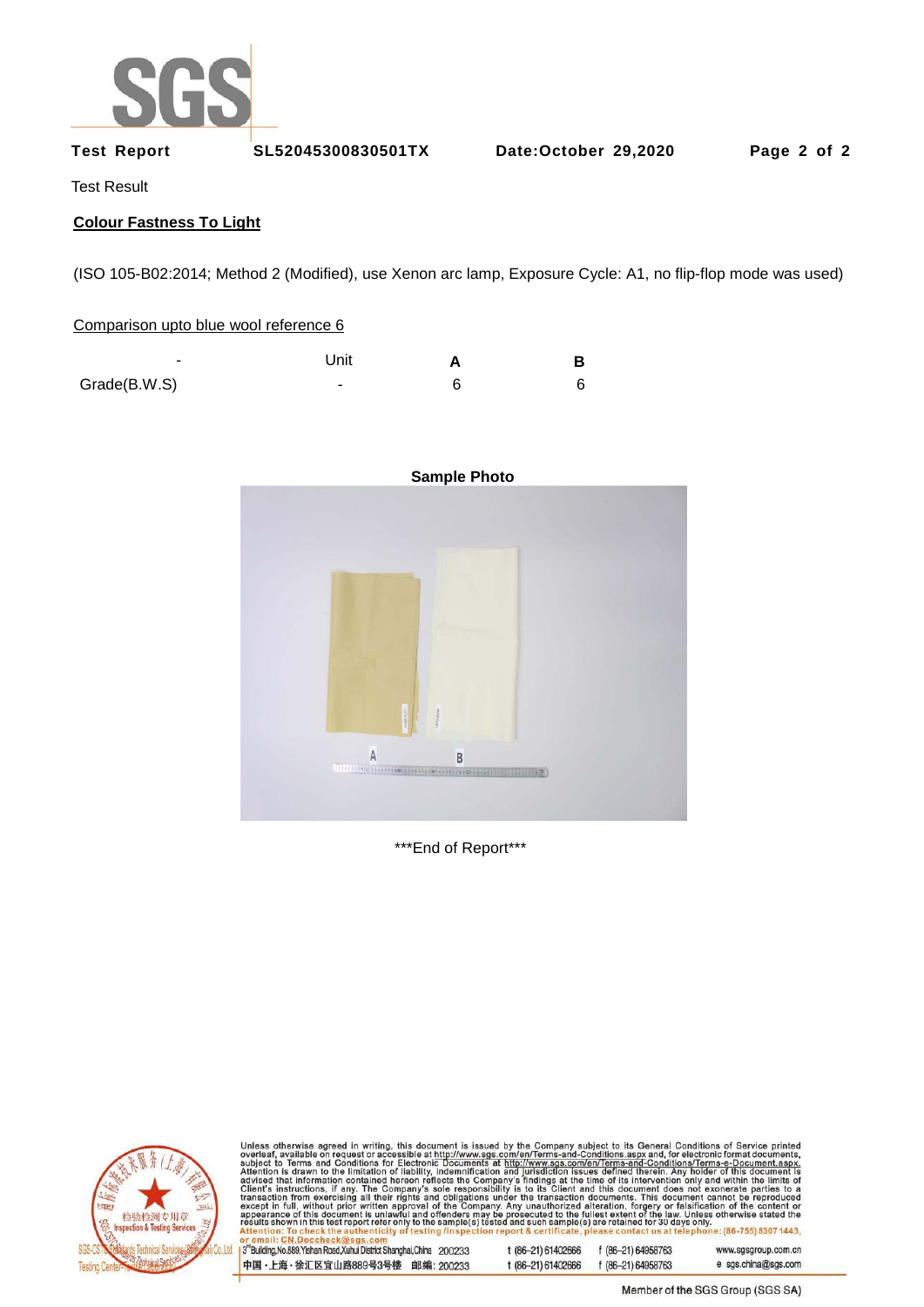Test Result

**Colour Fastness To Light**

(ISO 105-B02:2014; Method 2 (Modified), use Xenon arc lamp, Exposure Cycle: A1, no flip-flop mode was used)

Comparison upto blue wool reference 6

| - | Unit | **A** | **B** |
|---|---|---|---|
| Grade(B.W.S) | - | 6 | 6 |

**Sample Photo**

A B

\*\*\*End of Report\*\*\*

Unless otherwise agreed in writing, this document is issued by the Company subject to its General Conditions of Service printed overleaf, available on request or accessible at http://www.sgs.com/en/Terms-and-Conditions.aspx and, for electronic format documents, subject to Terms and Conditions for Electronic Documents at http://www.sgs.com/en/Terms-and-Conditions/Terms-e-Document.aspx. Attention is drawn to the limitation of liability, indemnification and jurisdiction issues defined therein. Any holder of this document is advised that information contained hereon reflects the Company's findings at the time of its intervention only and within the limits of Client's instructions, if any. The Company's sole responsibility is to its Client and this document does not exonerate parties to a transaction from exercising all their rights and obligations under the transaction documents. This document cannot be reproduced except in full, without prior written approval of the Company. Any unauthorized alteration, forgery or falsification of the content or appearance of this document is unlawful and offenders may be prosecuted to the fullest extent of the law. Unless otherwise stated the results shown in this test report refer only to the sample(s) tested and such sample(s) are retained for 30 days only.
Attention: To check the authenticity of testing /inspection report & certificate, please contact us at telephone: (86-755) 8307 1443, or email: CN.Doccheck@sgs.com

3rd Building,No.889,Yishan Road,Xuhui District Shanghai,China 200233 t (86-21) 61402666 f (86-21) 64958763 www.sgsgroup.com.cn
中国・上海・徐汇区宜山路889号3号楼 邮编: 200233 t (86-21) 61402666 f (86-21) 64958763 e sgs.china@sgs.com

Member of the SGS Group (SGS SA)